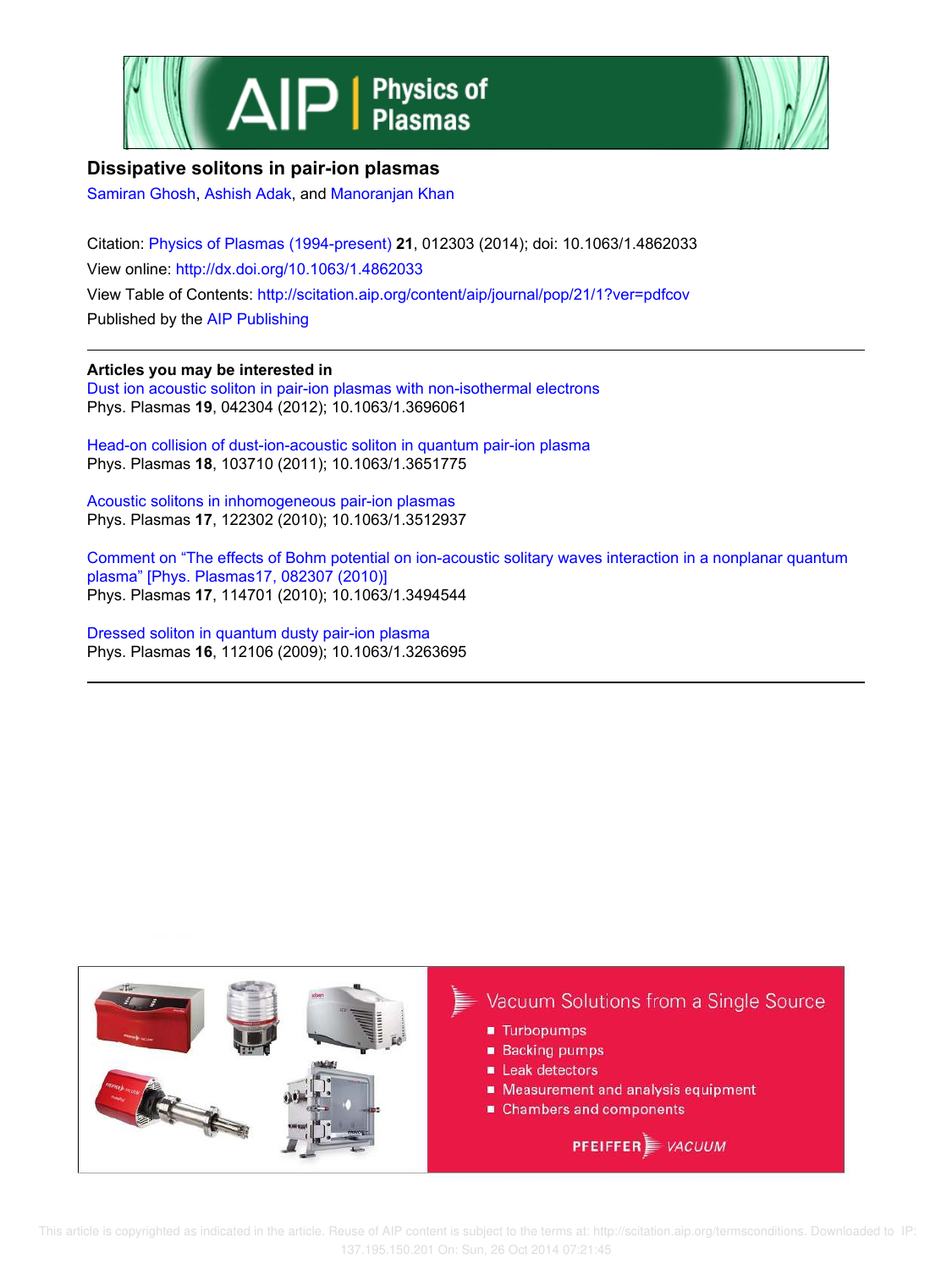# Dissipative solitons in pair-ion plasmas

Samiran Ghosh, Ashish Adak, and Manoranjan Khan

Citation: Physics of Plasmas (1994-present) **21**, 012303 (2014); doi: 10.1063/1.4862033

View online: http://dx.doi.org/10.1063/1.4862033

View Table of Contents: http://scitation.aip.org/content/aip/journal/pop/21/1?ver=pdfcov

Published by the AIP Publishing

---

**Articles you may be interested in**

Dust ion acoustic soliton in pair-ion plasmas with non-isothermal electrons
Phys. Plasmas **19**, 042304 (2012); 10.1063/1.3696061

Head-on collision of dust-ion-acoustic soliton in quantum pair-ion plasma
Phys. Plasmas **18**, 103710 (2011); 10.1063/1.3651775

Acoustic solitons in inhomogeneous pair-ion plasmas
Phys. Plasmas **17**, 122302 (2010); 10.1063/1.3512937

Comment on "The effects of Bohm potential on ion-acoustic solitary waves interaction in a nonplanar quantum plasma" [Phys. Plasmas17, 082307 (2010)]
Phys. Plasmas **17**, 114701 (2010); 10.1063/1.3494544

Dressed soliton in quantum dusty pair-ion plasma
Phys. Plasmas **16**, 112106 (2009); 10.1063/1.3263695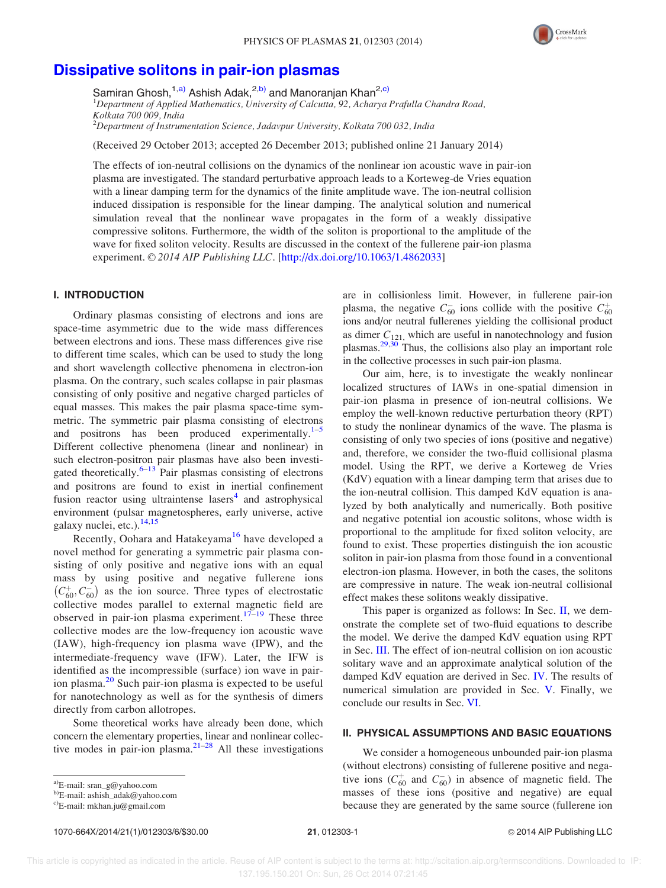# Dissipative solitons in pair-ion plasmas

Samiran Ghosh,[1,a)] Ashish Adak,[2,b)] and Manoranjan Khan[2,c)]

[1]Department of Applied Mathematics, University of Calcutta, 92, Acharya Prafulla Chandra Road, Kolkata 700 009, India

[2]Department of Instrumentation Science, Jadavpur University, Kolkata 700 032, India

(Received 29 October 2013; accepted 26 December 2013; published online 21 January 2014)

The effects of ion-neutral collisions on the dynamics of the nonlinear ion acoustic wave in pair-ion plasma are investigated. The standard perturbative approach leads to a Korteweg-de Vries equation with a linear damping term for the dynamics of the finite amplitude wave. The ion-neutral collision induced dissipation is responsible for the linear damping. The analytical solution and numerical simulation reveal that the nonlinear wave propagates in the form of a weakly dissipative compressive solitons. Furthermore, the width of the soliton is proportional to the amplitude of the wave for fixed soliton velocity. Results are discussed in the context of the fullerene pair-ion plasma experiment. © *2014 AIP Publishing LLC*. [http://dx.doi.org/10.1063/1.4862033]

## I. INTRODUCTION

Ordinary plasmas consisting of electrons and ions are space-time asymmetric due to the wide mass differences between electrons and ions. These mass differences give rise to different time scales, which can be used to study the long and short wavelength collective phenomena in electron-ion plasma. On the contrary, such scales collapse in pair plasmas consisting of only positive and negative charged particles of equal masses. This makes the pair plasma space-time symmetric. The symmetric pair plasma consisting of electrons and positrons has been produced experimentally.[1–5] Different collective phenomena (linear and nonlinear) in such electron-positron pair plasmas have also been investigated theoretically.[6–13] Pair plasmas consisting of electrons and positrons are found to exist in inertial confinement fusion reactor using ultraintense lasers[4] and astrophysical environment (pulsar magnetospheres, early universe, active galaxy nuclei, etc.).[14,15]

Recently, Oohara and Hatakeyama[16] have developed a novel method for generating a symmetric pair plasma consisting of only positive and negative ions with an equal mass by using positive and negative fullerene ions $(C_{60}^{+}, C_{60}^{-})$ as the ion source. Three types of electrostatic collective modes parallel to external magnetic field are observed in pair-ion plasma experiment.[17–19] These three collective modes are the low-frequency ion acoustic wave (IAW), high-frequency ion plasma wave (IPW), and the intermediate-frequency wave (IFW). Later, the IFW is identified as the incompressible (surface) ion wave in pair-ion plasma.[20] Such pair-ion plasma is expected to be useful for nanotechnology as well as for the synthesis of dimers directly from carbon allotropes.

Some theoretical works have already been done, which concern the elementary properties, linear and nonlinear collective modes in pair-ion plasma.[21–28] All these investigations are in collisionless limit. However, in fullerene pair-ion plasma, the negative $C_{60}^{-}$ ions collide with the positive $C_{60}^{+}$ ions and/or neutral fullerenes yielding the collisional product as dimer $C_{121}$, which are useful in nanotechnology and fusion plasmas.[29,30] Thus, the collisions also play an important role in the collective processes in such pair-ion plasma.

Our aim, here, is to investigate the weakly nonlinear localized structures of IAWs in one-spatial dimension in pair-ion plasma in presence of ion-neutral collisions. We employ the well-known reductive perturbation theory (RPT) to study the nonlinear dynamics of the wave. The plasma is consisting of only two species of ions (positive and negative) and, therefore, we consider the two-fluid collisional plasma model. Using the RPT, we derive a Korteweg de Vries (KdV) equation with a linear damping term that arises due to the ion-neutral collision. This damped KdV equation is analyzed by both analytically and numerically. Both positive and negative potential ion acoustic solitons, whose width is proportional to the amplitude for fixed soliton velocity, are found to exist. These properties distinguish the ion acoustic soliton in pair-ion plasma from those found in a conventional electron-ion plasma. However, in both the cases, the solitons are compressive in nature. The weak ion-neutral collisional effect makes these solitons weakly dissipative.

This paper is organized as follows: In Sec. II, we demonstrate the complete set of two-fluid equations to describe the model. We derive the damped KdV equation using RPT in Sec. III. The effect of ion-neutral collision on ion acoustic solitary wave and an approximate analytical solution of the damped KdV equation are derived in Sec. IV. The results of numerical simulation are provided in Sec. V. Finally, we conclude our results in Sec. VI.

## II. PHYSICAL ASSUMPTIONS AND BASIC EQUATIONS

We consider a homogeneous unbounded pair-ion plasma (without electrons) consisting of fullerene positive and negative ions ($C_{60}^{+}$ and $C_{60}^{-}$) in absence of magnetic field. The masses of these ions (positive and negative) are equal because they are generated by the same source (fullerene ion

---

a)E-mail: sran_g@yahoo.com

b)E-mail: ashish_adak@yahoo.com

c)E-mail: mkhan.ju@gmail.com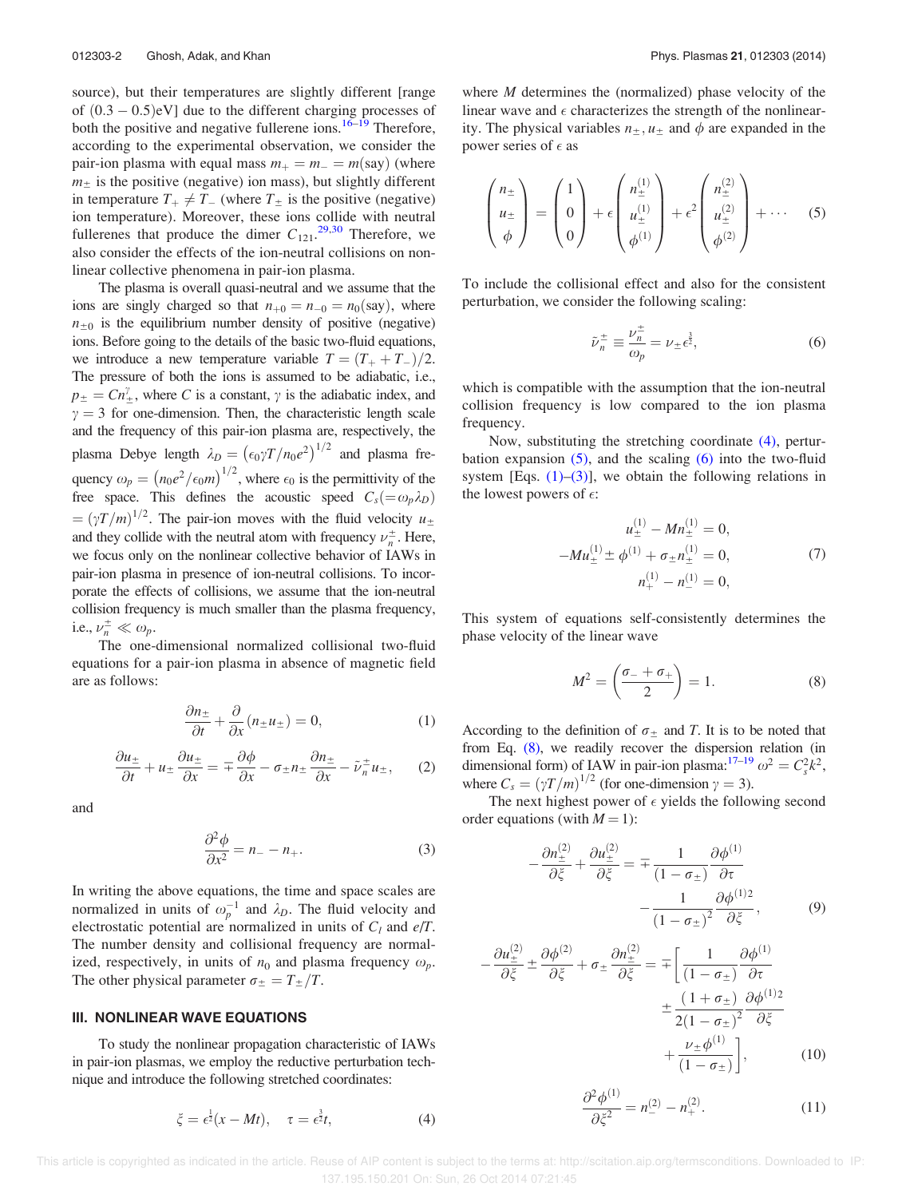source), but their temperatures are slightly different [range of $(0.3-0.5)$eV] due to the different charging processes of both the positive and negative fullerene ions.[16–19] Therefore, according to the experimental observation, we consider the pair-ion plasma with equal mass $m_+ = m_- = m$(say) (where $m_\pm$ is the positive (negative) ion mass), but slightly different in temperature $T_+ \neq T_-$ (where $T_\pm$ is the positive (negative) ion temperature). Moreover, these ions collide with neutral fullerenes that produce the dimer $C_{121}$.[29,30] Therefore, we also consider the effects of the ion-neutral collisions on nonlinear collective phenomena in pair-ion plasma.

The plasma is overall quasi-neutral and we assume that the ions are singly charged so that $n_{+0} = n_{-0} = n_0$(say), where $n_{\pm 0}$ is the equilibrium number density of positive (negative) ions. Before going to the details of the basic two-fluid equations, we introduce a new temperature variable $T = (T_+ + T_-)/2$. The pressure of both the ions is assumed to be adiabatic, i.e., $p_\pm = C n_\pm^\gamma$, where $C$ is a constant, $\gamma$ is the adiabatic index, and $\gamma = 3$ for one-dimension. Then, the characteristic length scale and the frequency of this pair-ion plasma are, respectively, the plasma Debye length $\lambda_D = \left(\epsilon_0 \gamma T / n_0 e^2\right)^{1/2}$ and plasma frequency $\omega_p = \left(n_0 e^2/\epsilon_0 m\right)^{1/2}$, where $\epsilon_0$ is the permittivity of the free space. This defines the acoustic speed $C_s (= \omega_p \lambda_D) = (\gamma T/m)^{1/2}$. The pair-ion moves with the fluid velocity $u_\pm$ and they collide with the neutral atom with frequency $\nu_n^\pm$. Here, we focus only on the nonlinear collective behavior of IAWs in pair-ion plasma in presence of ion-neutral collisions. To incorporate the effects of collisions, we assume that the ion-neutral collision frequency is much smaller than the plasma frequency, i.e., $\nu_n^\pm \ll \omega_p$.

The one-dimensional normalized collisional two-fluid equations for a pair-ion plasma in absence of magnetic field are as follows:

$$\frac{\partial n_\pm}{\partial t} + \frac{\partial}{\partial x}(n_\pm u_\pm) = 0, \tag{1}$$

$$\frac{\partial u_\pm}{\partial t} + u_\pm \frac{\partial u_\pm}{\partial x} = \mp \frac{\partial \phi}{\partial x} - \sigma_\pm n_\pm \frac{\partial n_\pm}{\partial x} - \bar{\nu}_n^\pm u_\pm, \tag{2}$$

and

$$\frac{\partial^2 \phi}{\partial x^2} = n_- - n_+. \tag{3}$$

In writing the above equations, the time and space scales are normalized in units of $\omega_p^{-1}$ and $\lambda_D$. The fluid velocity and electrostatic potential are normalized in units of $C_l$ and $e/T$. The number density and collisional frequency are normalized, respectively, in units of $n_0$ and plasma frequency $\omega_p$. The other physical parameter $\sigma_\pm = T_\pm / T$.

### III. NONLINEAR WAVE EQUATIONS

To study the nonlinear propagation characteristic of IAWs in pair-ion plasmas, we employ the reductive perturbation technique and introduce the following stretched coordinates:

$$\xi = \epsilon^{\frac{1}{2}}(x - Mt), \quad \tau = \epsilon^{\frac{3}{2}} t, \tag{4}$$

where $M$ determines the (normalized) phase velocity of the linear wave and $\epsilon$ characterizes the strength of the nonlinearity. The physical variables $n_\pm, u_\pm$ and $\phi$ are expanded in the power series of $\epsilon$ as

$$\begin{pmatrix} n_\pm \\ u_\pm \\ \phi \end{pmatrix} = \begin{pmatrix} 1 \\ 0 \\ 0 \end{pmatrix} + \epsilon \begin{pmatrix} n_\pm^{(1)} \\ u_\pm^{(1)} \\ \phi^{(1)} \end{pmatrix} + \epsilon^2 \begin{pmatrix} n_\pm^{(2)} \\ u_\pm^{(2)} \\ \phi^{(2)} \end{pmatrix} + \cdots \tag{5}$$

To include the collisional effect and also for the consistent perturbation, we consider the following scaling:

$$\bar{\nu}_n^\pm \equiv \frac{\nu_n^\pm}{\omega_p} = \nu_\pm \epsilon^{\frac{3}{2}}, \tag{6}$$

which is compatible with the assumption that the ion-neutral collision frequency is low compared to the ion plasma frequency.

Now, substituting the stretching coordinate (4), perturbation expansion (5), and the scaling (6) into the two-fluid system [Eqs. (1)–(3)], we obtain the following relations in the lowest powers of $\epsilon$:

$$\begin{aligned} u_\pm^{(1)} - M n_\pm^{(1)} &= 0, \\ -M u_\pm^{(1)} \pm \phi^{(1)} + \sigma_\pm n_\pm^{(1)} &= 0, \\ n_+^{(1)} - n_-^{(1)} &= 0, \end{aligned} \tag{7}$$

This system of equations self-consistently determines the phase velocity of the linear wave

$$M^2 = \left(\frac{\sigma_- + \sigma_+}{2}\right) = 1. \tag{8}$$

According to the definition of $\sigma_\pm$ and $T$. It is to be noted that from Eq. (8), we readily recover the dispersion relation (in dimensional form) of IAW in pair-ion plasma:[17–19] $\omega^2 = C_s^2 k^2$, where $C_s = (\gamma T/m)^{1/2}$ (for one-dimension $\gamma = 3$).

The next highest power of $\epsilon$ yields the following second order equations (with $M = 1$):

$$\begin{aligned} -\frac{\partial n_\pm^{(2)}}{\partial \xi} + \frac{\partial u_\pm^{(2)}}{\partial \xi} = &\mp \frac{1}{(1-\sigma_\pm)} \frac{\partial \phi^{(1)}}{\partial \tau} \\ &- \frac{1}{(1-\sigma_\pm)^2} \frac{\partial \phi^{(1)2}}{\partial \xi}, \end{aligned} \tag{9}$$

$$\begin{aligned} -\frac{\partial u_\pm^{(2)}}{\partial \xi} \pm \frac{\partial \phi^{(2)}}{\partial \xi} + \sigma_\pm \frac{\partial n_\pm^{(2)}}{\partial \xi} = \mp \Bigg[ &\frac{1}{(1-\sigma_\pm)} \frac{\partial \phi^{(1)}}{\partial \tau} \\ &\pm \frac{(1+\sigma_\pm)}{2(1-\sigma_\pm)^2} \frac{\partial \phi^{(1)2}}{\partial \xi} \\ &+ \frac{\nu_\pm \phi^{(1)}}{(1-\sigma_\pm)} \Bigg], \end{aligned} \tag{10}$$

$$\frac{\partial^2 \phi^{(1)}}{\partial \xi^2} = n_-^{(2)} - n_+^{(2)}. \tag{11}$$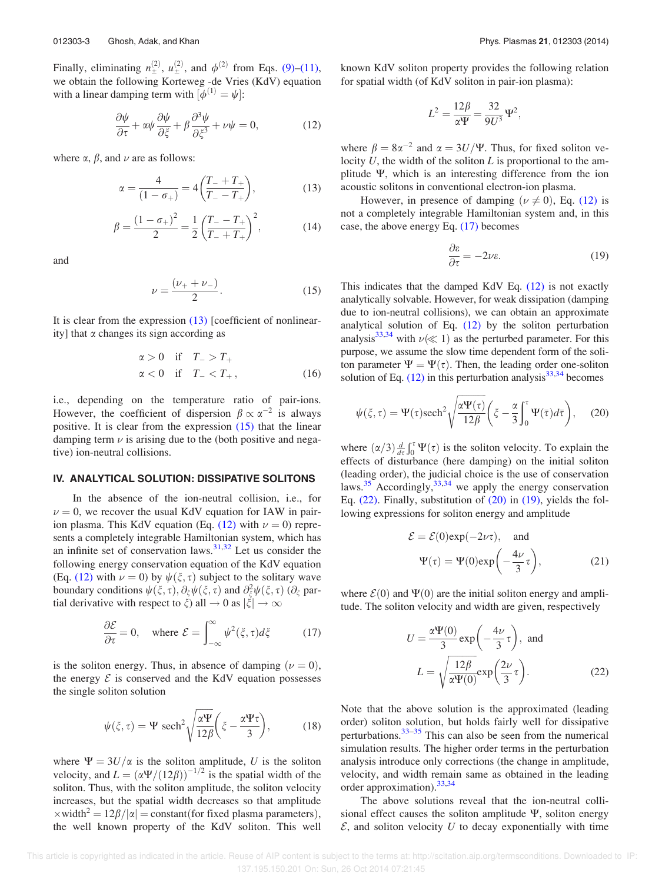Finally, eliminating $n_{\pm}^{(2)}$, $u_{\pm}^{(2)}$, and $\phi^{(2)}$ from Eqs. (9)–(11), we obtain the following Korteweg -de Vries (KdV) equation with a linear damping term with $[\phi^{(1)} = \psi]$:

$$\frac{\partial \psi}{\partial \tau} + \alpha \psi \frac{\partial \psi}{\partial \xi} + \beta \frac{\partial^3 \psi}{\partial \xi^3} + \nu \psi = 0, \tag{12}$$

where $\alpha$, $\beta$, and $\nu$ are as follows:

$$\alpha = \frac{4}{(1-\sigma_+)} = 4\left(\frac{T_- + T_+}{T_- - T_+}\right), \tag{13}$$

$$\beta = \frac{(1-\sigma_+)^2}{2} = \frac{1}{2}\left(\frac{T_- - T_+}{T_- + T_+}\right)^2, \tag{14}$$

and

$$\nu = \frac{(\nu_+ + \nu_-)}{2}. \tag{15}$$

It is clear from the expression (13) [coefficient of nonlinearity] that $\alpha$ changes its sign according as

$$\begin{aligned} &\alpha > 0 \quad \text{if} \quad T_- > T_+ \\ &\alpha < 0 \quad \text{if} \quad T_- < T_+, \end{aligned} \tag{16}$$

i.e., depending on the temperature ratio of pair-ions. However, the coefficient of dispersion $\beta \propto \alpha^{-2}$ is always positive. It is clear from the expression (15) that the linear damping term $\nu$ is arising due to the (both positive and negative) ion-neutral collisions.

## IV. ANALYTICAL SOLUTION: DISSIPATIVE SOLITONS

In the absence of the ion-neutral collision, i.e., for $\nu = 0$, we recover the usual KdV equation for IAW in pair-ion plasma. This KdV equation (Eq. (12) with $\nu = 0$) represents a completely integrable Hamiltonian system, which has an infinite set of conservation laws.[31,32] Let us consider the following energy conservation equation of the KdV equation (Eq. (12) with $\nu = 0$) by $\psi(\xi, \tau)$ subject to the solitary wave boundary conditions $\psi(\xi, \tau)$, $\partial_\xi \psi(\xi, \tau)$ and $\partial_\xi^2 \psi(\xi, \tau)$ ($\partial_\xi$ partial derivative with respect to $\xi$) all $\to 0$ as $|\xi| \to \infty$

$$\frac{\partial \mathcal{E}}{\partial \tau} = 0, \quad \text{where } \mathcal{E} = \int_{-\infty}^{\infty} \psi^2(\xi, \tau) d\xi \tag{17}$$

is the soliton energy. Thus, in absence of damping ($\nu = 0$), the energy $\mathcal{E}$ is conserved and the KdV equation possesses the single soliton solution

$$\psi(\xi, \tau) = \Psi \, \text{sech}^2 \sqrt{\frac{\alpha \Psi}{12\beta}} \left(\xi - \frac{\alpha \Psi \tau}{3}\right), \tag{18}$$

where $\Psi = 3U/\alpha$ is the soliton amplitude, $U$ is the soliton velocity, and $L = (\alpha\Psi/(12\beta))^{-1/2}$ is the spatial width of the soliton. Thus, with the soliton amplitude, the soliton velocity increases, but the spatial width decreases so that amplitude $\times$width$^2 = 12\beta/|\alpha| =$ constant(for fixed plasma parameters), the well known property of the KdV soliton. This well known KdV soliton property provides the following relation for spatial width (of KdV soliton in pair-ion plasma):

$$L^2 = \frac{12\beta}{\alpha \Psi} = \frac{32}{9U^3}\Psi^2,$$

where $\beta = 8\alpha^{-2}$ and $\alpha = 3U/\Psi$. Thus, for fixed soliton velocity $U$, the width of the soliton $L$ is proportional to the amplitude $\Psi$, which is an interesting difference from the ion acoustic solitons in conventional electron-ion plasma.

However, in presence of damping ($\nu \neq 0$), Eq. (12) is not a completely integrable Hamiltonian system and, in this case, the above energy Eq. (17) becomes

$$\frac{\partial \varepsilon}{\partial \tau} = -2\nu\varepsilon. \tag{19}$$

This indicates that the damped KdV Eq. (12) is not exactly analytically solvable. However, for weak dissipation (damping due to ion-neutral collisions), we can obtain an approximate analytical solution of Eq. (12) by the soliton perturbation analysis[33,34] with $\nu(\ll 1)$ as the perturbed parameter. For this purpose, we assume the slow time dependent form of the soliton parameter $\Psi = \Psi(\tau)$. Then, the leading order one-soliton solution of Eq. (12) in this perturbation analysis[33,34] becomes

$$\psi(\xi, \tau) = \Psi(\tau) \text{sech}^2 \sqrt{\frac{\alpha \Psi(\tau)}{12\beta}} \left(\xi - \frac{\alpha}{3}\int_0^\tau \Psi(\bar{\tau}) d\bar{\tau}\right), \tag{20}$$

where $(\alpha/3)\frac{d}{d\tau}\int_0^\tau \Psi(\tau)$ is the soliton velocity. To explain the effects of disturbance (here damping) on the initial soliton (leading order), the judicial choice is the use of conservation laws.[35] Accordingly,[33,34] we apply the energy conservation Eq. (22). Finally, substitution of (20) in (19), yields the following expressions for soliton energy and amplitude

$$\begin{aligned} \mathcal{E} &= \mathcal{E}(0)\exp(-2\nu\tau), \quad \text{and} \\ \Psi(\tau) &= \Psi(0)\exp\left(-\frac{4\nu}{3}\tau\right), \end{aligned} \tag{21}$$

where $\mathcal{E}(0)$ and $\Psi(0)$ are the initial soliton energy and amplitude. The soliton velocity and width are given, respectively

$$\begin{aligned} U &= \frac{\alpha \Psi(0)}{3}\exp\left(-\frac{4\nu}{3}\tau\right), \text{ and} \\ L &= \sqrt{\frac{12\beta}{\alpha\Psi(0)}}\exp\left(\frac{2\nu}{3}\tau\right). \end{aligned} \tag{22}$$

Note that the above solution is the approximated (leading order) soliton solution, but holds fairly well for dissipative perturbations.[33–35] This can also be seen from the numerical simulation results. The higher order terms in the perturbation analysis introduce only corrections (the change in amplitude, velocity, and width remain same as obtained in the leading order approximation).[33,34]

The above solutions reveal that the ion-neutral collisional effect causes the soliton amplitude $\Psi$, soliton energy $\mathcal{E}$, and soliton velocity $U$ to decay exponentially with time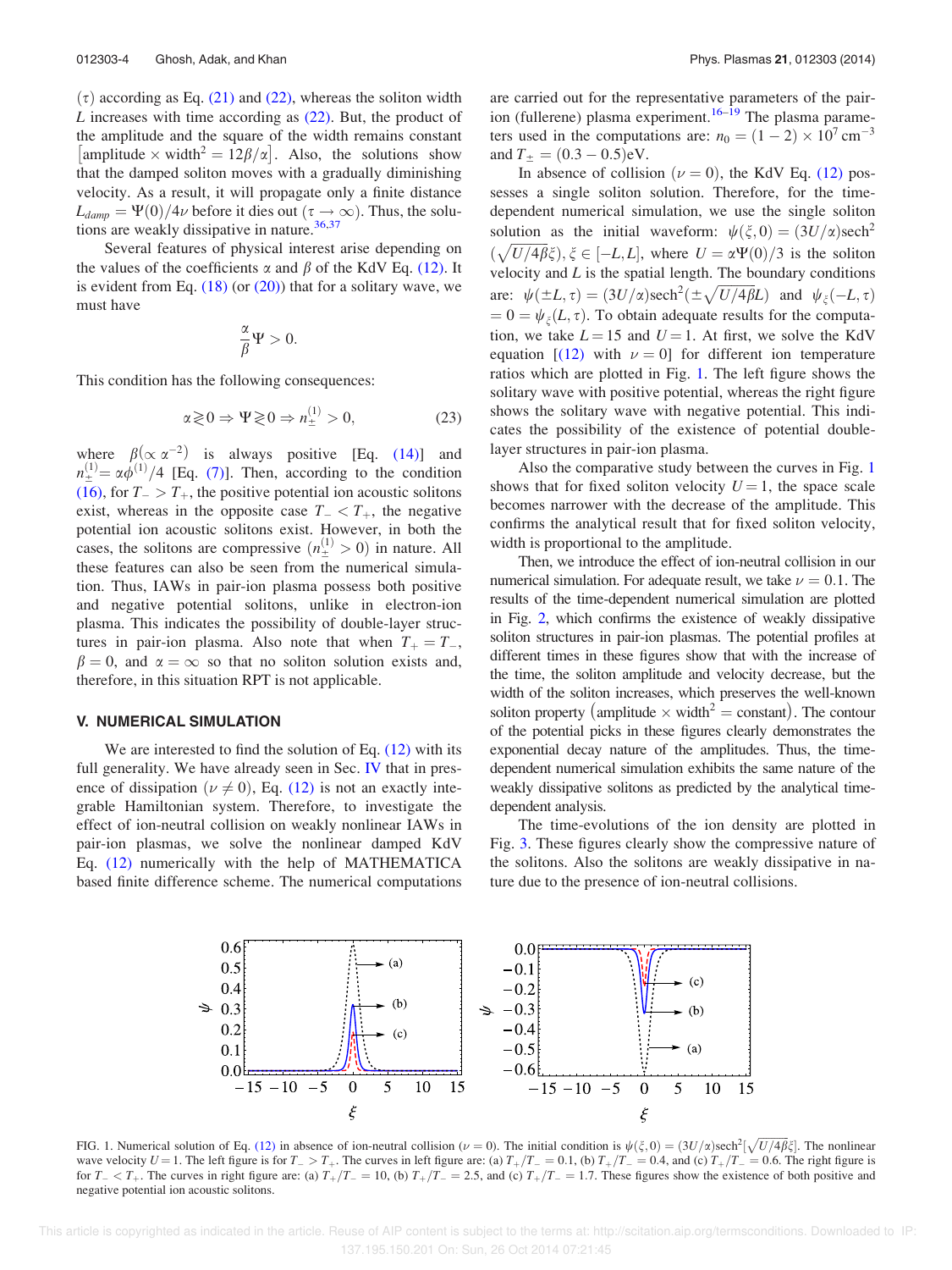($\tau$) according as Eq. (21) and (22), whereas the soliton width $L$ increases with time according as (22). But, the product of the amplitude and the square of the width remains constant $\left[\text{amplitude} \times \text{width}^2 = 12\beta/\alpha\right]$. Also, the solutions show that the damped soliton moves with a gradually diminishing velocity. As a result, it will propagate only a finite distance $L_{damp} = \Psi(0)/4\nu$ before it dies out ($\tau \to \infty$). Thus, the solutions are weakly dissipative in nature.[36,37]

Several features of physical interest arise depending on the values of the coefficients $\alpha$ and $\beta$ of the KdV Eq. (12). It is evident from Eq. (18) (or (20)) that for a solitary wave, we must have

$$\frac{\alpha}{\beta}\Psi > 0.$$

This condition has the following consequences:

$$\alpha \gtrless 0 \Rightarrow \Psi \gtrless 0 \Rightarrow n_{\pm}^{(1)} > 0, \tag{23}$$

where $\beta(\propto \alpha^{-2})$ is always positive [Eq. (14)] and $n_{\pm}^{(1)} = \alpha\phi^{(1)}/4$ [Eq. (7)]. Then, according to the condition (16), for $T_- > T_+$, the positive potential ion acoustic solitons exist, whereas in the opposite case $T_- < T_+$, the negative potential ion acoustic solitons exist. However, in both the cases, the solitons are compressive ($n_{\pm}^{(1)} > 0$) in nature. All these features can also be seen from the numerical simulation. Thus, IAWs in pair-ion plasma possess both positive and negative potential solitons, unlike in electron-ion plasma. This indicates the possibility of double-layer structures in pair-ion plasma. Also note that when $T_+ = T_-$, $\beta = 0$, and $\alpha = \infty$ so that no soliton solution exists and, therefore, in this situation RPT is not applicable.

## V. NUMERICAL SIMULATION

We are interested to find the solution of Eq. (12) with its full generality. We have already seen in Sec. IV that in presence of dissipation ($\nu \neq 0$), Eq. (12) is not an exactly integrable Hamiltonian system. Therefore, to investigate the effect of ion-neutral collision on weakly nonlinear IAWs in pair-ion plasmas, we solve the nonlinear damped KdV Eq. (12) numerically with the help of MATHEMATICA based finite difference scheme. The numerical computations are carried out for the representative parameters of the pair-ion (fullerene) plasma experiment.[16–19] The plasma parameters used in the computations are: $n_0 = (1-2) \times 10^7\,\text{cm}^{-3}$ and $T_\pm = (0.3-0.5)$eV.

In absence of collision ($\nu = 0$), the KdV Eq. (12) possesses a single soliton solution. Therefore, for the time-dependent numerical simulation, we use the single soliton solution as the initial waveform: $\psi(\xi,0) = (3U/\alpha)\text{sech}^2(\sqrt{U/4\beta}\xi)$, $\xi \in [-L, L]$, where $U = \alpha\Psi(0)/3$ is the soliton velocity and $L$ is the spatial length. The boundary conditions are: $\psi(\pm L,\tau) = (3U/\alpha)\text{sech}^2(\pm\sqrt{U/4\beta}L)$ and $\psi_\xi(-L,\tau) = 0 = \psi_\xi(L,\tau)$. To obtain adequate results for the computation, we take $L = 15$ and $U = 1$. At first, we solve the KdV equation [(12) with $\nu = 0$] for different ion temperature ratios which are plotted in Fig. 1. The left figure shows the solitary wave with positive potential, whereas the right figure shows the solitary wave with negative potential. This indicates the possibility of the existence of potential double-layer structures in pair-ion plasma.

Also the comparative study between the curves in Fig. 1 shows that for fixed soliton velocity $U = 1$, the space scale becomes narrower with the decrease of the amplitude. This confirms the analytical result that for fixed soliton velocity, width is proportional to the amplitude.

Then, we introduce the effect of ion-neutral collision in our numerical simulation. For adequate result, we take $\nu = 0.1$. The results of the time-dependent numerical simulation are plotted in Fig. 2, which confirms the existence of weakly dissipative soliton structures in pair-ion plasmas. The potential profiles at different times in these figures show that with the increase of the time, the soliton amplitude and velocity decrease, but the width of the soliton increases, which preserves the well-known soliton property $\left(\text{amplitude} \times \text{width}^2 = \text{constant}\right)$. The contour of the potential picks in these figures clearly demonstrates the exponential decay nature of the amplitudes. Thus, the time-dependent numerical simulation exhibits the same nature of the weakly dissipative solitons as predicted by the analytical time-dependent analysis.

The time-evolutions of the ion density are plotted in Fig. 3. These figures clearly show the compressive nature of the solitons. Also the solitons are weakly dissipative in nature due to the presence of ion-neutral collisions.

FIG. 1. Numerical solution of Eq. (12) in absence of ion-neutral collision ($\nu = 0$). The initial condition is $\psi(\xi,0) = (3U/\alpha)\text{sech}^2[\sqrt{U/4\beta}\xi]$. The nonlinear wave velocity $U = 1$. The left figure is for $T_- > T_+$. The curves in left figure are: (a) $T_+/T_- = 0.1$, (b) $T_+/T_- = 0.4$, and (c) $T_+/T_- = 0.6$. The right figure is for $T_- < T_+$. The curves in right figure are: (a) $T_+/T_- = 10$, (b) $T_+/T_- = 2.5$, and (c) $T_+/T_- = 1.7$. These figures show the existence of both positive and negative potential ion acoustic solitons.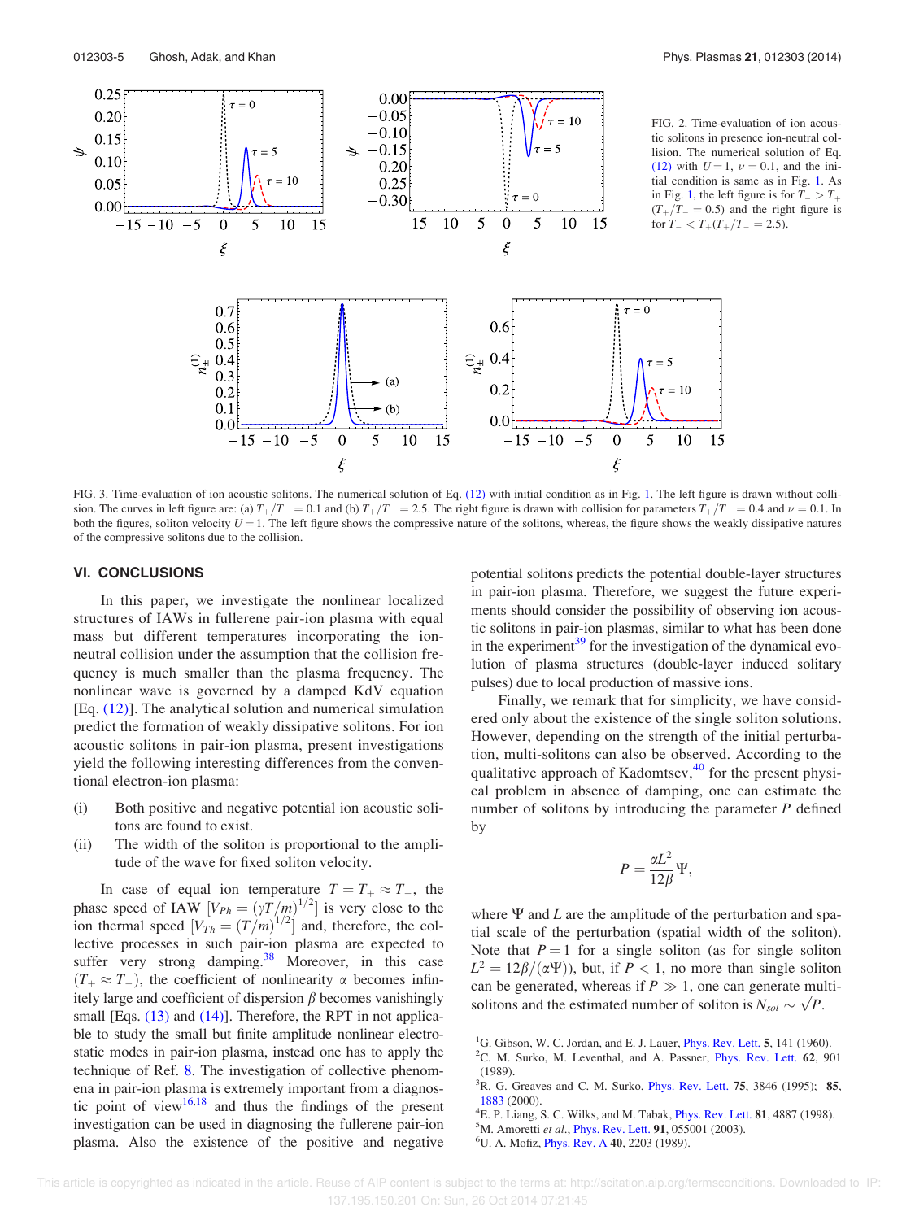FIG. 2. Time-evaluation of ion acoustic solitons in presence ion-neutral collision. The numerical solution of Eq. (12) with $U = 1$, $\nu = 0.1$, and the initial condition is same as in Fig. 1. As in Fig. 1, the left figure is for $T_- > T_+$ ($T_+/T_- = 0.5$) and the right figure is for $T_- < T_+$($T_+/T_- = 2.5$).

FIG. 3. Time-evaluation of ion acoustic solitons. The numerical solution of Eq. (12) with initial condition as in Fig. 1. The left figure is drawn without collision. The curves in left figure are: (a) $T_+/T_- = 0.1$ and (b) $T_+/T_- = 2.5$. The right figure is drawn with collision for parameters $T_+/T_- = 0.4$ and $\nu = 0.1$. In both the figures, soliton velocity $U = 1$. The left figure shows the compressive nature of the solitons, whereas, the figure shows the weakly dissipative natures of the compressive solitons due to the collision.

## VI. CONCLUSIONS

In this paper, we investigate the nonlinear localized structures of IAWs in fullerene pair-ion plasma with equal mass but different temperatures incorporating the ion-neutral collision under the assumption that the collision frequency is much smaller than the plasma frequency. The nonlinear wave is governed by a damped KdV equation [Eq. (12)]. The analytical solution and numerical simulation predict the formation of weakly dissipative solitons. For ion acoustic solitons in pair-ion plasma, present investigations yield the following interesting differences from the conventional electron-ion plasma:

(i) Both positive and negative potential ion acoustic solitons are found to exist.

(ii) The width of the soliton is proportional to the amplitude of the wave for fixed soliton velocity.

In case of equal ion temperature $T = T_+ \approx T_-$, the phase speed of IAW $[V_{Ph} = (\gamma T/m)^{1/2}]$ is very close to the ion thermal speed $[V_{Th} = (T/m)^{1/2}]$ and, therefore, the collective processes in such pair-ion plasma are expected to suffer very strong damping.[38] Moreover, in this case ($T_+ \approx T_-$), the coefficient of nonlinearity $\alpha$ becomes infinitely large and coefficient of dispersion $\beta$ becomes vanishingly small [Eqs. (13) and (14)]. Therefore, the RPT in not applicable to study the small but finite amplitude nonlinear electrostatic modes in pair-ion plasma, instead one has to apply the technique of Ref. 8. The investigation of collective phenomena in pair-ion plasma is extremely important from a diagnostic point of view[16,18] and thus the findings of the present investigation can be used in diagnosing the fullerene pair-ion plasma. Also the existence of the positive and negative potential solitons predicts the potential double-layer structures in pair-ion plasma. Therefore, we suggest the future experiments should consider the possibility of observing ion acoustic solitons in pair-ion plasmas, similar to what has been done in the experiment[39] for the investigation of the dynamical evolution of plasma structures (double-layer induced solitary pulses) due to local production of massive ions.

Finally, we remark that for simplicity, we have considered only about the existence of the single soliton solutions. However, depending on the strength of the initial perturbation, multi-solitons can also be observed. According to the qualitative approach of Kadomtsev,[40] for the present physical problem in absence of damping, one can estimate the number of solitons by introducing the parameter $P$ defined by

$$P = \frac{\alpha L^2}{12\beta}\Psi,$$

where $\Psi$ and $L$ are the amplitude of the perturbation and spatial scale of the perturbation (spatial width of the soliton). Note that $P = 1$ for a single soliton (as for single soliton $L^2 = 12\beta/(\alpha\Psi)$), but, if $P < 1$, no more than single soliton can be generated, whereas if $P \gg 1$, one can generate multi-solitons and the estimated number of soliton is $N_{sol} \sim \sqrt{P}$.

[1] G. Gibson, W. C. Jordan, and E. J. Lauer, Phys. Rev. Lett. **5**, 141 (1960).
[2] C. M. Surko, M. Leventhal, and A. Passner, Phys. Rev. Lett. **62**, 901 (1989).
[3] R. G. Greaves and C. M. Surko, Phys. Rev. Lett. **75**, 3846 (1995); **85**, 1883 (2000).
[4] E. P. Liang, S. C. Wilks, and M. Tabak, Phys. Rev. Lett. **81**, 4887 (1998).
[5] M. Amoretti *et al.*, Phys. Rev. Lett. **91**, 055001 (2003).
[6] U. A. Mofiz, Phys. Rev. A **40**, 2203 (1989).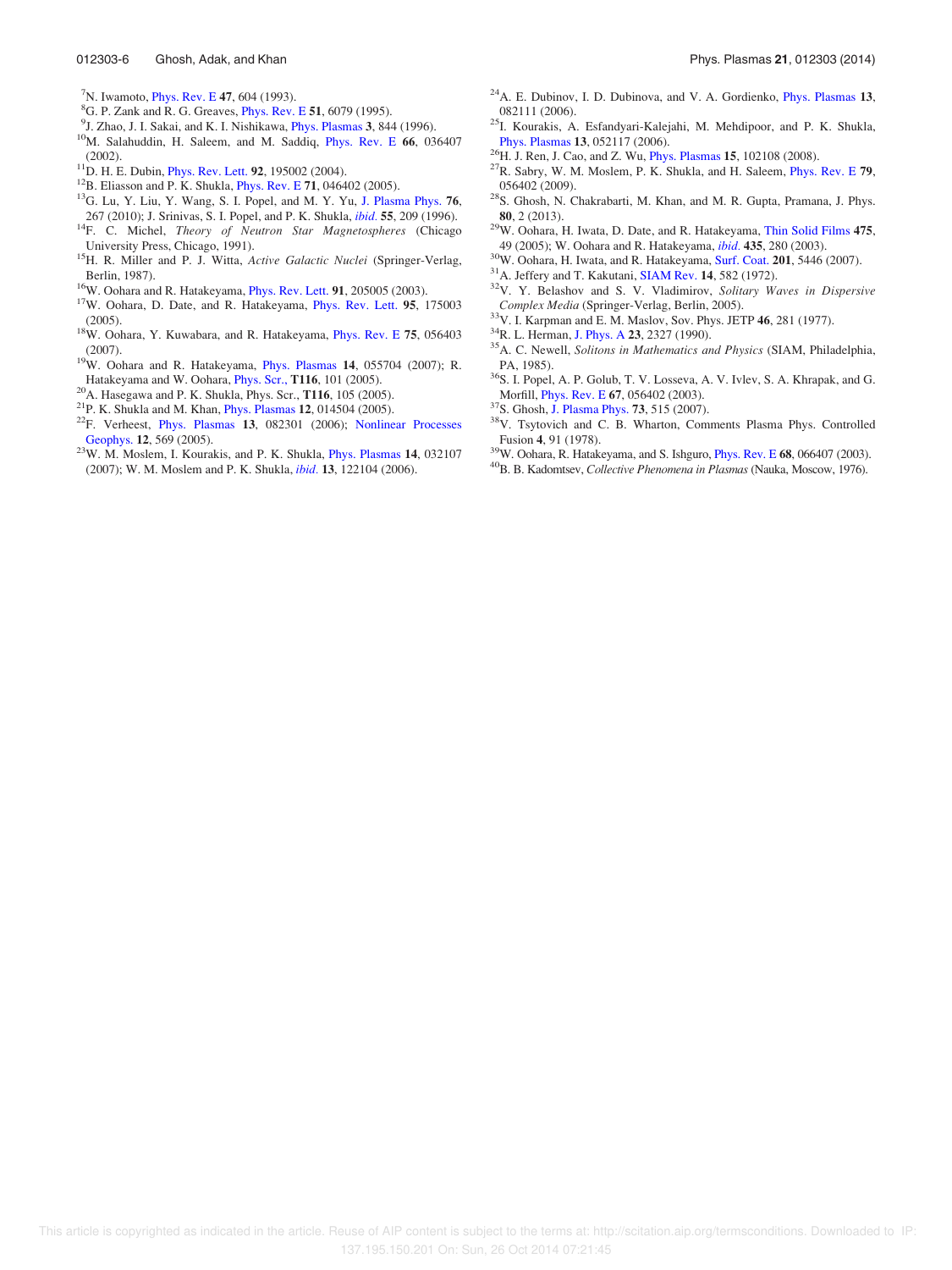[7]N. Iwamoto, Phys. Rev. E **47**, 604 (1993).

[8]G. P. Zank and R. G. Greaves, Phys. Rev. E **51**, 6079 (1995).

[9]J. Zhao, J. I. Sakai, and K. I. Nishikawa, Phys. Plasmas **3**, 844 (1996).

[10]M. Salahuddin, H. Saleem, and M. Saddiq, Phys. Rev. E **66**, 036407 (2002).

[11]D. H. E. Dubin, Phys. Rev. Lett. **92**, 195002 (2004).

[12]B. Eliasson and P. K. Shukla, Phys. Rev. E **71**, 046402 (2005).

[13]G. Lu, Y. Liu, Y. Wang, S. I. Popel, and M. Y. Yu, J. Plasma Phys. **76**, 267 (2010); J. Srinivas, S. I. Popel, and P. K. Shukla, *ibid.* **55**, 209 (1996).

[14]F. C. Michel, *Theory of Neutron Star Magnetospheres* (Chicago University Press, Chicago, 1991).

[15]H. R. Miller and P. J. Witta, *Active Galactic Nuclei* (Springer-Verlag, Berlin, 1987).

[16]W. Oohara and R. Hatakeyama, Phys. Rev. Lett. **91**, 205005 (2003).

[17]W. Oohara, D. Date, and R. Hatakeyama, Phys. Rev. Lett. **95**, 175003 (2005).

[18]W. Oohara, Y. Kuwabara, and R. Hatakeyama, Phys. Rev. E **75**, 056403 (2007).

[19]W. Oohara and R. Hatakeyama, Phys. Plasmas **14**, 055704 (2007); R. Hatakeyama and W. Oohara, Phys. Scr., **T116**, 101 (2005).

[20]A. Hasegawa and P. K. Shukla, Phys. Scr., **T116**, 105 (2005).

[21]P. K. Shukla and M. Khan, Phys. Plasmas **12**, 014504 (2005).

[22]F. Verheest, Phys. Plasmas **13**, 082301 (2006); Nonlinear Processes Geophys. **12**, 569 (2005).

[23]W. M. Moslem, I. Kourakis, and P. K. Shukla, Phys. Plasmas **14**, 032107 (2007); W. M. Moslem and P. K. Shukla, *ibid.* **13**, 122104 (2006).

[24]A. E. Dubinov, I. D. Dubinova, and V. A. Gordienko, Phys. Plasmas **13**, 082111 (2006).

[25]I. Kourakis, A. Esfandyari-Kalejahi, M. Mehdipoor, and P. K. Shukla, Phys. Plasmas **13**, 052117 (2006).

[26]H. J. Ren, J. Cao, and Z. Wu, Phys. Plasmas **15**, 102108 (2008).

[27]R. Sabry, W. M. Moslem, P. K. Shukla, and H. Saleem, Phys. Rev. E **79**, 056402 (2009).

[28]S. Ghosh, N. Chakrabarti, M. Khan, and M. R. Gupta, Pramana, J. Phys. **80**, 2 (2013).

[29]W. Oohara, H. Iwata, D. Date, and R. Hatakeyama, Thin Solid Films **475**, 49 (2005); W. Oohara and R. Hatakeyama, *ibid.* **435**, 280 (2003).

[30]W. Oohara, H. Iwata, and R. Hatakeyama, Surf. Coat. **201**, 5446 (2007).

[31]A. Jeffery and T. Kakutani, SIAM Rev. **14**, 582 (1972).

[32]V. Y. Belashov and S. V. Vladimirov, *Solitary Waves in Dispersive Complex Media* (Springer-Verlag, Berlin, 2005).

[33]V. I. Karpman and E. M. Maslov, Sov. Phys. JETP **46**, 281 (1977).

[34]R. L. Herman, J. Phys. A **23**, 2327 (1990).

[35]A. C. Newell, *Solitons in Mathematics and Physics* (SIAM, Philadelphia, PA, 1985).

[36]S. I. Popel, A. P. Golub, T. V. Losseva, A. V. Ivlev, S. A. Khrapak, and G. Morfill, Phys. Rev. E **67**, 056402 (2003).

[37]S. Ghosh, J. Plasma Phys. **73**, 515 (2007).

[38]V. Tsytovich and C. B. Wharton, Comments Plasma Phys. Controlled Fusion **4**, 91 (1978).

[39]W. Oohara, R. Hatakeyama, and S. Ishguro, Phys. Rev. E **68**, 066407 (2003).

[40]B. B. Kadomtsev, *Collective Phenomena in Plasmas* (Nauka, Moscow, 1976).